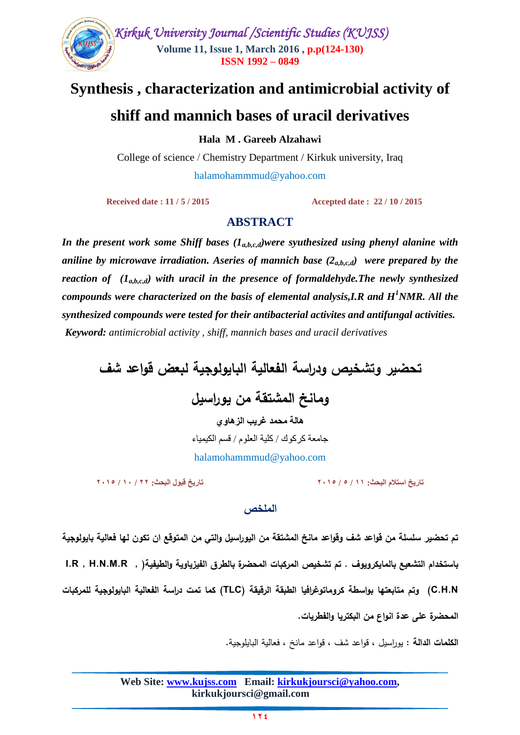# Synthesis , characterization and antimicrobial activity of shiff and mannich bases of uracil derivatives

**Hala M . Gareeb Alzahawi**

College of science / Chemistry Department / Kirkuk university, Iraq

halamohammmud@yahoo.com

**Received date : 11 / 5 / 2015** **Accepted date : 22 / 10 / 2015**

## ABSTRACT

***In the present work some Shiff bases ($1_{a,b,c,d}$)were syuthesized using phenyl alanine with aniline by microwave irradiation. Aseries of mannich base ($2_{a,b,c,d}$) were prepared by the reaction of ($1_{a,b,c,d}$) with uracil in the presence of formaldehyde.The newly synthesized compounds were characterized on the basis of elemental analysis,I.R and $H^1$NMR. All the synthesized compounds were tested for their antibacterial activites and antifungal activities.***

***Keyword:*** *antimicrobial activity , shiff, mannich bases and uracil derivatives*

# تحضير وتشخيص ودراسة الفعالية البايولوجية لبعض قواعد شف ومانخ المشتقة من يوراسيل

**هالة محمد غريب الزهاوي**

جامعة كركوك / كلية العلوم / قسم الكيمياء

halamohammmud@yahoo.com

**تاريخ استلام البحث: ١١ / ٥ / ٢٠١٥** **تاريخ قبول البحث: ٢٢ / ١٠ / ٢٠١٥**

## الملخص

**تم تحضير سلسلة من قواعد شف وقواعد مانخ المشتقة من اليوراسيل والتي من المتوقع ان تكون لها فعالية بايولوجية باستخدام التشعيع بالمايكرويوف . تم تشخيص المركبات المحضرة بالطرق الفيزياوية والطيفية( , I.R , H.N.M.R C.H.N) وتم متابعتها بواسطة كروماتوغرافيا الطبقة الرقيقة (TLC) كما تمت دراسة الفعالية البايولوجية للمركبات المحضرة على عدة انواع من البكتريا والفطريات.**

**الكلمات الدالة :** يوراسيل ، قواعد شف ، قواعد مانخ ، فعالية البايلوجية.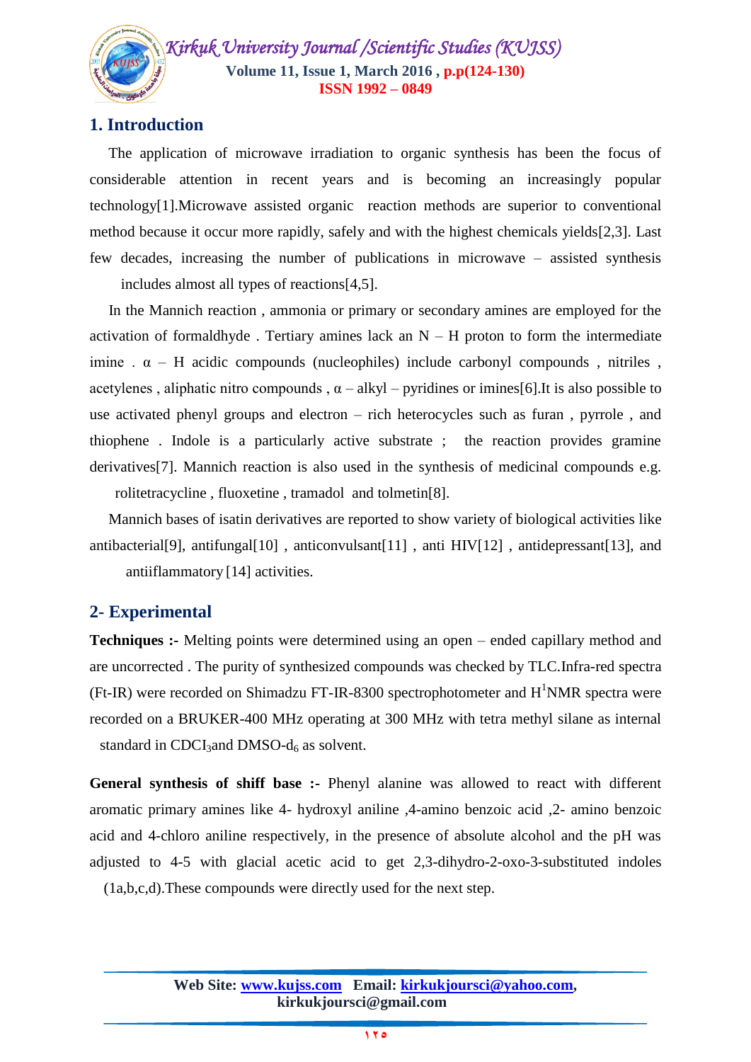## 1. Introduction

The application of microwave irradiation to organic synthesis has been the focus of considerable attention in recent years and is becoming an increasingly popular technology[1].Microwave assisted organic reaction methods are superior to conventional method because it occur more rapidly, safely and with the highest chemicals yields[2,3]. Last few decades, increasing the number of publications in microwave – assisted synthesis includes almost all types of reactions[4,5].

In the Mannich reaction , ammonia or primary or secondary amines are employed for the activation of formaldhyde . Tertiary amines lack an N – H proton to form the intermediate imine . α – H acidic compounds (nucleophiles) include carbonyl compounds , nitriles , acetylenes , aliphatic nitro compounds , α – alkyl – pyridines or imines[6].It is also possible to use activated phenyl groups and electron – rich heterocycles such as furan , pyrrole , and thiophene . Indole is a particularly active substrate ; the reaction provides gramine derivatives[7]. Mannich reaction is also used in the synthesis of medicinal compounds e.g. rolitetracycline , fluoxetine , tramadol and tolmetin[8].

Mannich bases of isatin derivatives are reported to show variety of biological activities like antibacterial[9], antifungal[10] , anticonvulsant[11] , anti HIV[12] , antidepressant[13], and antiiflammatory [14] activities.

## 2- Experimental

**Techniques :-** Melting points were determined using an open – ended capillary method and are uncorrected . The purity of synthesized compounds was checked by TLC.Infra-red spectra (Ft-IR) were recorded on Shimadzu FT-IR-8300 spectrophotometer and $H^1$NMR spectra were recorded on a BRUKER-400 MHz operating at 300 MHz with tetra methyl silane as internal standard in $CDCl_3$and DMSO-$d_6$ as solvent.

**General synthesis of shiff base :-** Phenyl alanine was allowed to react with different aromatic primary amines like 4- hydroxyl aniline ,4-amino benzoic acid ,2- amino benzoic acid and 4-chloro aniline respectively, in the presence of absolute alcohol and the pH was adjusted to 4-5 with glacial acetic acid to get 2,3-dihydro-2-oxo-3-substituted indoles (1a,b,c,d).These compounds were directly used for the next step.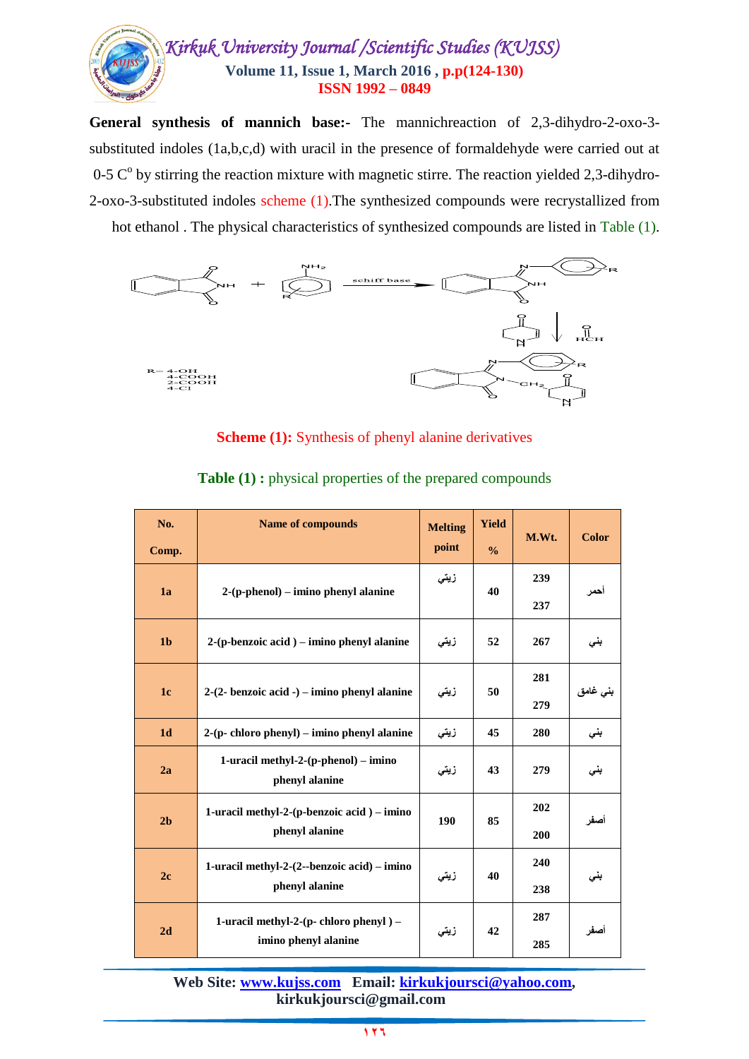**General synthesis of mannich base:-** The mannichreaction of 2,3-dihydro-2-oxo-3-substituted indoles (1a,b,c,d) with uracil in the presence of formaldehyde were carried out at 0-5 C$^{o}$ by stirring the reaction mixture with magnetic stirre. The reaction yielded 2,3-dihydro-2-oxo-3-substituted indoles scheme (1).The synthesized compounds were recrystallized from hot ethanol . The physical characteristics of synthesized compounds are listed in Table (1).

schiff base

R= 4-OH
4-COOH
2-COOH
4-Cl

**Scheme (1):** Synthesis of phenyl alanine derivatives

**Table (1) :** physical properties of the prepared compounds

| No. Comp. | Name of compounds | Melting point | Yield % | M.Wt. | Color |
|---|---|---|---|---|---|
| 1a | 2-(p-phenol) – imino phenyl alanine | زيتي | 40 | 239 237 | أحمر |
| 1b | 2-(p-benzoic acid ) – imino phenyl alanine | زيتي | 52 | 267 | بني |
| 1c | 2-(2- benzoic acid -) – imino phenyl alanine | زيتي | 50 | 281 279 | بني غامق |
| 1d | 2-(p- chloro phenyl) – imino phenyl alanine | زيتي | 45 | 280 | بني |
| 2a | 1-uracil methyl-2-(p-phenol) – imino phenyl alanine | زيتي | 43 | 279 | بني |
| 2b | 1-uracil methyl-2-(p-benzoic acid ) – imino phenyl alanine | 190 | 85 | 202 200 | أصفر |
| 2c | 1-uracil methyl-2-(2--benzoic acid) – imino phenyl alanine | زيتي | 40 | 240 238 | بني |
| 2d | 1-uracil methyl-2-(p- chloro phenyl ) – imino phenyl alanine | زيتي | 42 | 287 285 | أصفر |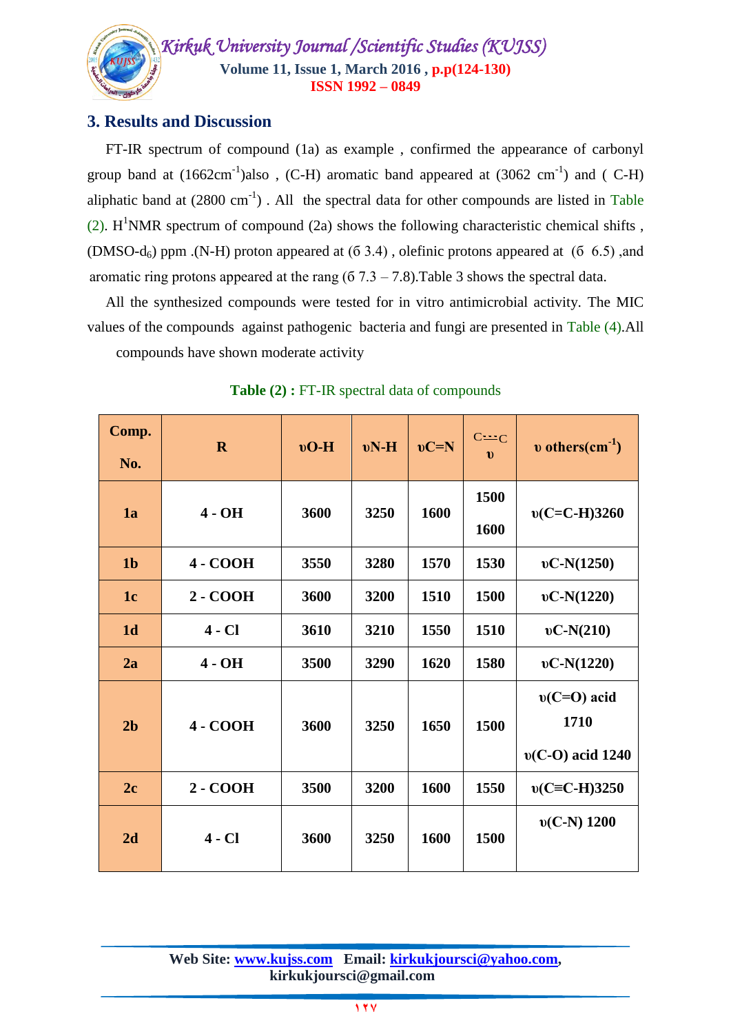## 3. Results and Discussion

FT-IR spectrum of compound (1a) as example , confirmed the appearance of carbonyl group band at (1662cm$^{-1}$)also , (C-H) aromatic band appeared at (3062 cm$^{-1}$) and ( C-H) aliphatic band at (2800 cm$^{-1}$) . All the spectral data for other compounds are listed in Table (2). $H^1$NMR spectrum of compound (2a) shows the following characteristic chemical shifts , (DMSO-$d_6$) ppm .(N-H) proton appeared at (б 3.4) , olefinic protons appeared at (б 6.5) ,and aromatic ring protons appeared at the rang (б 7.3 – 7.8).Table 3 shows the spectral data.

All the synthesized compounds were tested for in vitro antimicrobial activity. The MIC values of the compounds against pathogenic bacteria and fungi are presented in Table (4).All compounds have shown moderate activity

**Table (2) :** FT-IR spectral data of compounds

| Comp. No. | R | υO-H | υN-H | υC=N | C---C υ | υ others(cm$^{-1}$) |
|---|---|---|---|---|---|---|
| 1a | 4 - OH | 3600 | 3250 | 1600 | 1500 1600 | υ(C=C-H)3260 |
| 1b | 4 - COOH | 3550 | 3280 | 1570 | 1530 | υC-N(1250) |
| 1c | 2 - COOH | 3600 | 3200 | 1510 | 1500 | υC-N(1220) |
| 1d | 4 - Cl | 3610 | 3210 | 1550 | 1510 | υC-N(210) |
| 2a | 4 - OH | 3500 | 3290 | 1620 | 1580 | υC-N(1220) |
| 2b | 4 - COOH | 3600 | 3250 | 1650 | 1500 | υ(C=O) acid 1710 υ(C-O) acid 1240 |
| 2c | 2 - COOH | 3500 | 3200 | 1600 | 1550 | υ(C≡C-H)3250 |
| 2d | 4 - Cl | 3600 | 3250 | 1600 | 1500 | υ(C-N) 1200 |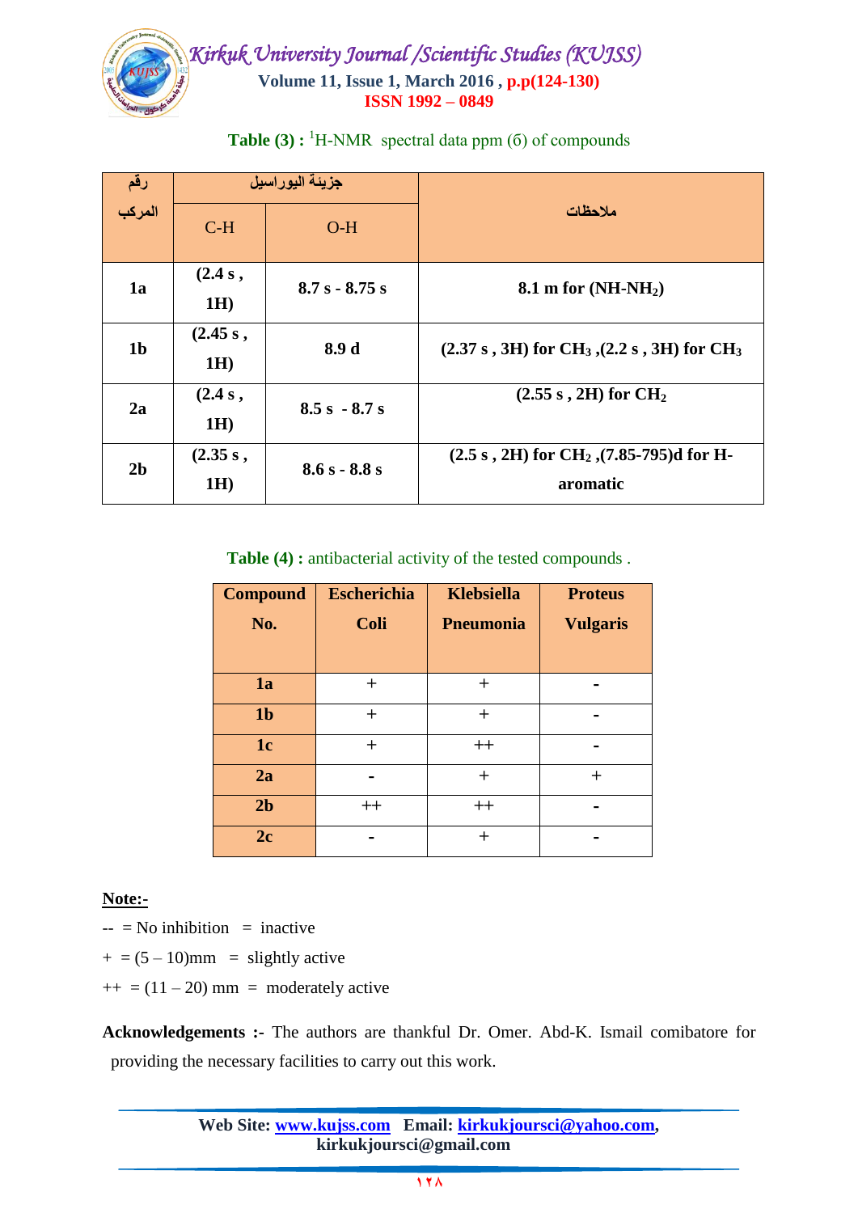**Table (3) :** $^1$H-NMR spectral data ppm (δ) of compounds

| رقم المركب | جزيئة اليوراسيل | | ملاحظات |
|---|---|---|---|
| | C-H | O-H | |
| **1a** | **(2.4 s , 1H)** | **8.7 s - 8.75 s** | **8.1 m for (NH-$NH_2$)** |
| **1b** | **(2.45 s , 1H)** | **8.9 d** | **(2.37 s , 3H) for $CH_3$ ,(2.2 s , 3H) for $CH_3$** |
| **2a** | **(2.4 s , 1H)** | **8.5 s - 8.7 s** | **(2.55 s , 2H) for $CH_2$** |
| **2b** | **(2.35 s , 1H)** | **8.6 s - 8.8 s** | **(2.5 s , 2H) for $CH_2$ ,(7.85-795)d for H-aromatic** |

**Table (4) :** antibacterial activity of the tested compounds .

| Compound No. | Escherichia Coli | Klebsiella Pneumonia | Proteus Vulgaris |
|---|---|---|---|
| **1a** | + | + | - |
| **1b** | + | + | - |
| **1c** | + | ++ | - |
| **2a** | - | + | + |
| **2b** | ++ | ++ | - |
| **2c** | - | + | - |

**Note:-**

-- = No inhibition = inactive

+ = (5 – 10)mm = slightly active

++ = (11 – 20) mm = moderately active

**Acknowledgements :-** The authors are thankful Dr. Omer. Abd-K. Ismail comibatore for providing the necessary facilities to carry out this work.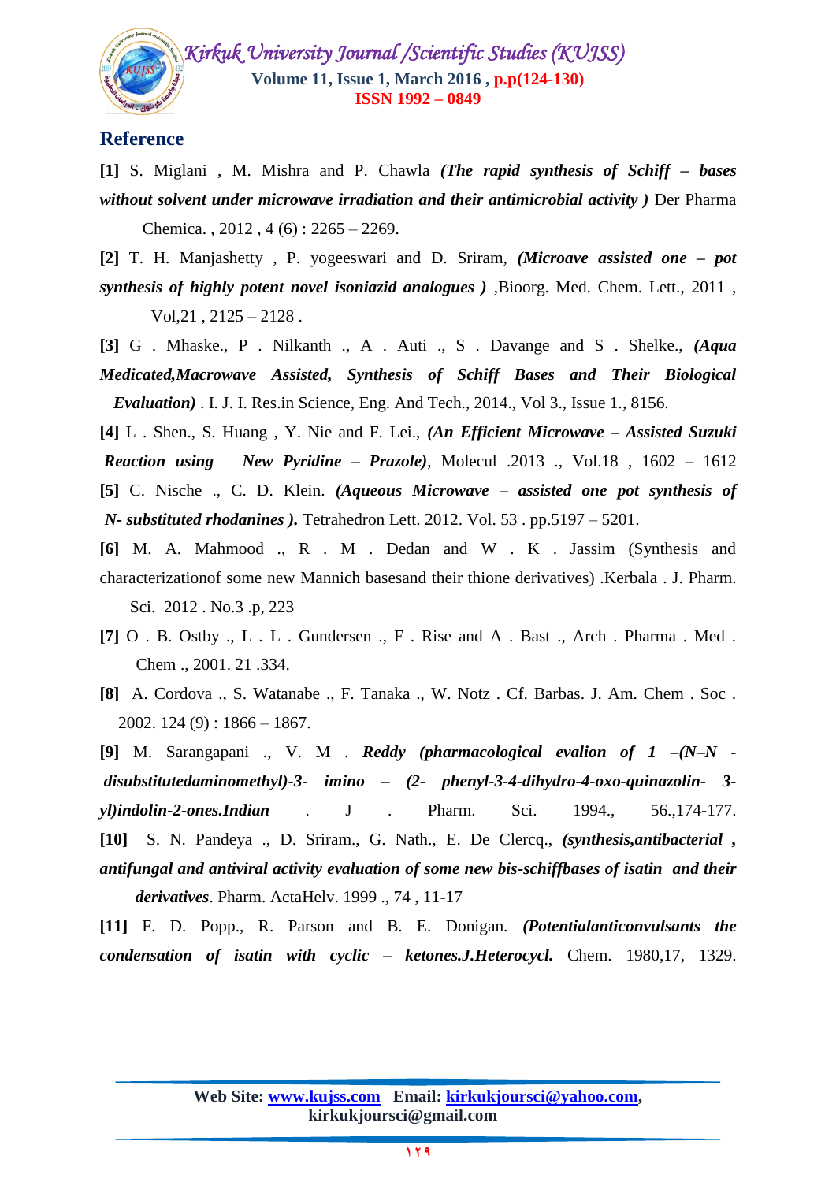## Reference

**[1]** S. Miglani , M. Mishra and P. Chawla ***(The rapid synthesis of Schiff – bases without solvent under microwave irradiation and their antimicrobial activity )*** Der Pharma Chemica. , 2012 , 4 (6) : 2265 – 2269.

**[2]** T. H. Manjashetty , P. yogeeswari and D. Sriram, ***(Microave assisted one – pot synthesis of highly potent novel isoniazid analogues )*** ,Bioorg. Med. Chem. Lett., 2011 , Vol,21 , 2125 – 2128 .

**[3]** G . Mhaske., P . Nilkanth ., A . Auti ., S . Davange and S . Shelke., ***(Aqua Medicated,Macrowave Assisted, Synthesis of Schiff Bases and Their Biological Evaluation)*** . I. J. I. Res.in Science, Eng. And Tech., 2014., Vol 3., Issue 1., 8156.

**[4]** L . Shen., S. Huang , Y. Nie and F. Lei., ***(An Efficient Microwave – Assisted Suzuki Reaction using New Pyridine – Prazole)***, Molecul .2013 ., Vol.18 , 1602 – 1612

**[5]** C. Nische ., C. D. Klein. ***(Aqueous Microwave – assisted one pot synthesis of N- substituted rhodanines ).*** Tetrahedron Lett. 2012. Vol. 53 . pp.5197 – 5201.

**[6]** M. A. Mahmood ., R . M . Dedan and W . K . Jassim (Synthesis and characterizationof some new Mannich basesand their thione derivatives) .Kerbala . J. Pharm. Sci. 2012 . No.3 .p, 223

**[7]** O . B. Ostby ., L . L . Gundersen ., F . Rise and A . Bast ., Arch . Pharma . Med . Chem ., 2001. 21 .334.

**[8]** A. Cordova ., S. Watanabe ., F. Tanaka ., W. Notz . Cf. Barbas. J. Am. Chem . Soc . 2002. 124 (9) : 1866 – 1867.

**[9]** M. Sarangapani ., V. M . ***Reddy (pharmacological evalion of 1 –(N–N -disubstitutedaminomethyl)-3- imino – (2- phenyl-3-4-dihydro-4-oxo-quinazolin- 3-yl)indolin-2-ones.Indian*** . J . Pharm. Sci. 1994., 56.,174-177.

**[10]** S. N. Pandeya ., D. Sriram., G. Nath., E. De Clercq., ***(synthesis,antibacterial , antifungal and antiviral activity evaluation of some new bis-schiffbases of isatin and their derivatives***. Pharm. ActaHelv. 1999 ., 74 , 11-17

**[11]** F. D. Popp., R. Parson and B. E. Donigan. ***(Potentialanticonvulsants the condensation of isatin with cyclic – ketones.J.Heterocycl.*** Chem. 1980,17, 1329.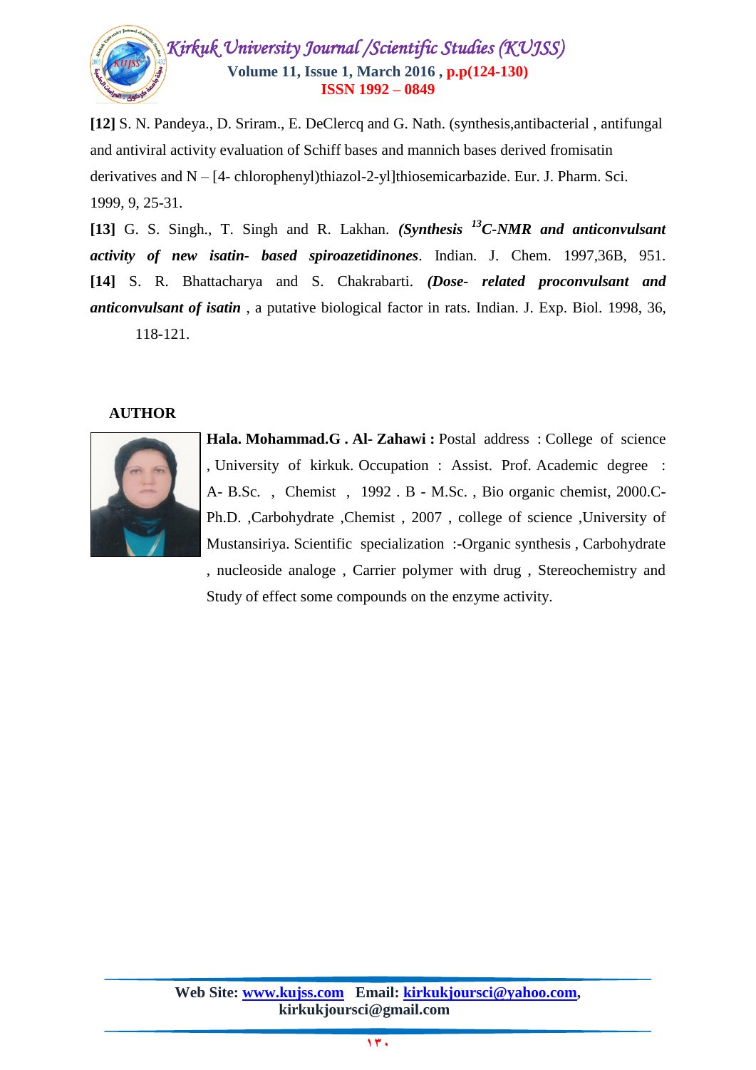**[12]** S. N. Pandeya., D. Sriram., E. DeClercq and G. Nath. (synthesis,antibacterial , antifungal and antiviral activity evaluation of Schiff bases and mannich bases derived fromisatin derivatives and N – [4- chlorophenyl)thiazol-2-yl]thiosemicarbazide. Eur. J. Pharm. Sci. 1999, 9, 25-31.

**[13]** G. S. Singh., T. Singh and R. Lakhan. ***(Synthesis $^{13}$C-NMR and anticonvulsant activity of new isatin- based spiroazetidinones***. Indian. J. Chem. 1997,36B, 951.

**[14]** S. R. Bhattacharya and S. Chakrabarti. ***(Dose- related proconvulsant and anticonvulsant of isatin*** , a putative biological factor in rats. Indian. J. Exp. Biol. 1998, 36, 118-121.

## AUTHOR

**Hala. Mohammad.G . Al- Zahawi :** Postal address : College of science , University of kirkuk. Occupation : Assist. Prof. Academic degree : A- B.Sc. , Chemist , 1992 . B - M.Sc. , Bio organic chemist, 2000.C- Ph.D. ,Carbohydrate ,Chemist , 2007 , college of science ,University of Mustansiriya. Scientific specialization :-Organic synthesis , Carbohydrate , nucleoside analoge , Carrier polymer with drug , Stereochemistry and Study of effect some compounds on the enzyme activity.